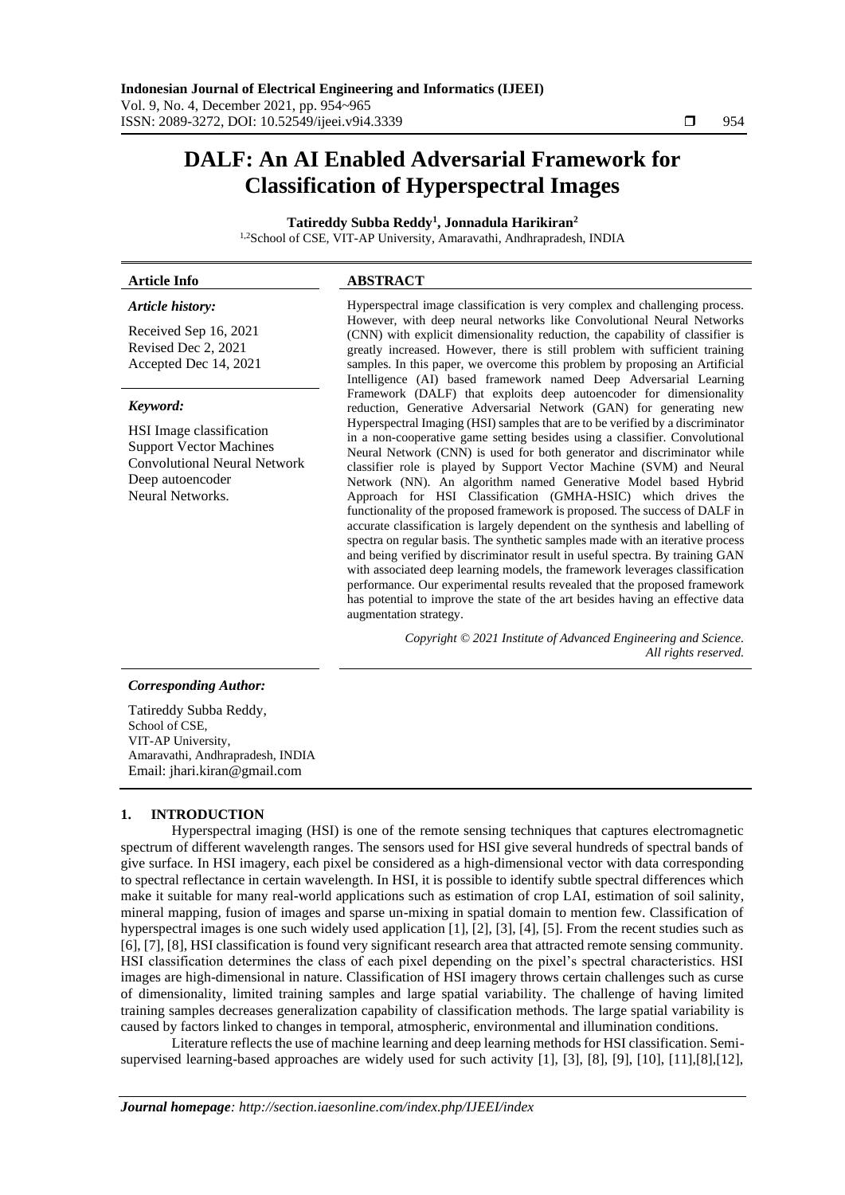# DALF: An AI Enabled Adversarial Framework for Classification of Hyperspectral Images

**Tatireddy Subba Reddy[1], Jonnadula Harikiran[2]**

[1,2]School of CSE, VIT-AP University, Amaravathi, Andhrapradesh, INDIA

| Article Info | ABSTRACT |
|---|---|

***Article history:***

Received Sep 16, 2021
Revised Dec 2, 2021
Accepted Dec 14, 2021

***Keyword:***

HSI Image classification
Support Vector Machines
Convolutional Neural Network
Deep autoencoder
Neural Networks.

**ABSTRACT**

Hyperspectral image classification is very complex and challenging process. However, with deep neural networks like Convolutional Neural Networks (CNN) with explicit dimensionality reduction, the capability of classifier is greatly increased. However, there is still problem with sufficient training samples. In this paper, we overcome this problem by proposing an Artificial Intelligence (AI) based framework named Deep Adversarial Learning Framework (DALF) that exploits deep autoencoder for dimensionality reduction, Generative Adversarial Network (GAN) for generating new Hyperspectral Imaging (HSI) samples that are to be verified by a discriminator in a non-cooperative game setting besides using a classifier. Convolutional Neural Network (CNN) is used for both generator and discriminator while classifier role is played by Support Vector Machine (SVM) and Neural Network (NN). An algorithm named Generative Model based Hybrid Approach for HSI Classification (GMHA-HSIC) which drives the functionality of the proposed framework is proposed. The success of DALF in accurate classification is largely dependent on the synthesis and labelling of spectra on regular basis. The synthetic samples made with an iterative process and being verified by discriminator result in useful spectra. By training GAN with associated deep learning models, the framework leverages classification performance. Our experimental results revealed that the proposed framework has potential to improve the state of the art besides having an effective data augmentation strategy.

*Copyright © 2021 Institute of Advanced Engineering and Science. All rights reserved.*

***Corresponding Author:***

Tatireddy Subba Reddy,
School of CSE,
VIT-AP University,
Amaravathi, Andhrapradesh, INDIA
Email: jhari.kiran@gmail.com

## 1. INTRODUCTION

Hyperspectral imaging (HSI) is one of the remote sensing techniques that captures electromagnetic spectrum of different wavelength ranges. The sensors used for HSI give several hundreds of spectral bands of give surface. In HSI imagery, each pixel be considered as a high-dimensional vector with data corresponding to spectral reflectance in certain wavelength. In HSI, it is possible to identify subtle spectral differences which make it suitable for many real-world applications such as estimation of crop LAI, estimation of soil salinity, mineral mapping, fusion of images and sparse un-mixing in spatial domain to mention few. Classification of hyperspectral images is one such widely used application [1], [2], [3], [4], [5]. From the recent studies such as [6], [7], [8], HSI classification is found very significant research area that attracted remote sensing community. HSI classification determines the class of each pixel depending on the pixel's spectral characteristics. HSI images are high-dimensional in nature. Classification of HSI imagery throws certain challenges such as curse of dimensionality, limited training samples and large spatial variability. The challenge of having limited training samples decreases generalization capability of classification methods. The large spatial variability is caused by factors linked to changes in temporal, atmospheric, environmental and illumination conditions.

Literature reflects the use of machine learning and deep learning methods for HSI classification. Semi-supervised learning-based approaches are widely used for such activity [1], [3], [8], [9], [10], [11],[8],[12],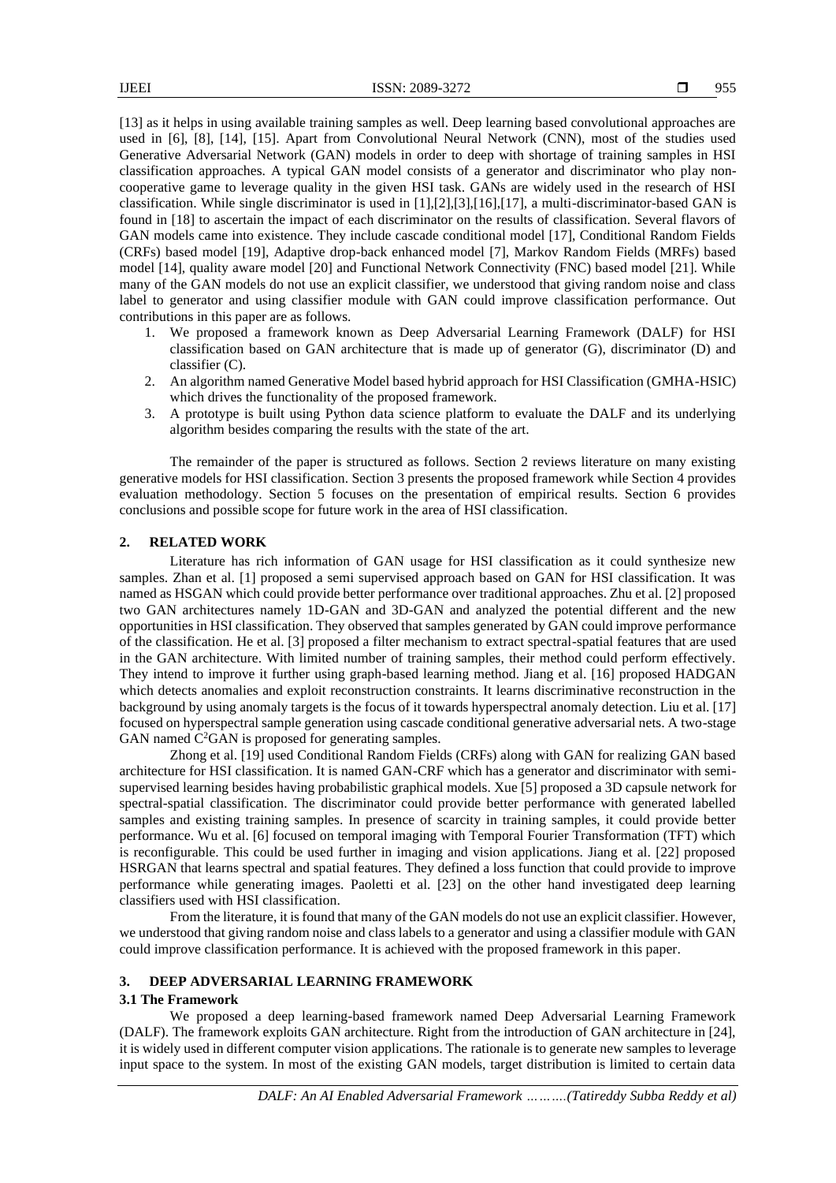[13] as it helps in using available training samples as well. Deep learning based convolutional approaches are used in [6], [8], [14], [15]. Apart from Convolutional Neural Network (CNN), most of the studies used Generative Adversarial Network (GAN) models in order to deep with shortage of training samples in HSI classification approaches. A typical GAN model consists of a generator and discriminator who play non-cooperative game to leverage quality in the given HSI task. GANs are widely used in the research of HSI classification. While single discriminator is used in [1],[2],[3],[16],[17], a multi-discriminator-based GAN is found in [18] to ascertain the impact of each discriminator on the results of classification. Several flavors of GAN models came into existence. They include cascade conditional model [17], Conditional Random Fields (CRFs) based model [19], Adaptive drop-back enhanced model [7], Markov Random Fields (MRFs) based model [14], quality aware model [20] and Functional Network Connectivity (FNC) based model [21]. While many of the GAN models do not use an explicit classifier, we understood that giving random noise and class label to generator and using classifier module with GAN could improve classification performance. Out contributions in this paper are as follows.

1. We proposed a framework known as Deep Adversarial Learning Framework (DALF) for HSI classification based on GAN architecture that is made up of generator (G), discriminator (D) and classifier (C).
2. An algorithm named Generative Model based hybrid approach for HSI Classification (GMHA-HSIC) which drives the functionality of the proposed framework.
3. A prototype is built using Python data science platform to evaluate the DALF and its underlying algorithm besides comparing the results with the state of the art.

The remainder of the paper is structured as follows. Section 2 reviews literature on many existing generative models for HSI classification. Section 3 presents the proposed framework while Section 4 provides evaluation methodology. Section 5 focuses on the presentation of empirical results. Section 6 provides conclusions and possible scope for future work in the area of HSI classification.

## 2. RELATED WORK

Literature has rich information of GAN usage for HSI classification as it could synthesize new samples. Zhan et al. [1] proposed a semi supervised approach based on GAN for HSI classification. It was named as HSGAN which could provide better performance over traditional approaches. Zhu et al. [2] proposed two GAN architectures namely 1D-GAN and 3D-GAN and analyzed the potential different and the new opportunities in HSI classification. They observed that samples generated by GAN could improve performance of the classification. He et al. [3] proposed a filter mechanism to extract spectral-spatial features that are used in the GAN architecture. With limited number of training samples, their method could perform effectively. They intend to improve it further using graph-based learning method. Jiang et al. [16] proposed HADGAN which detects anomalies and exploit reconstruction constraints. It learns discriminative reconstruction in the background by using anomaly targets is the focus of it towards hyperspectral anomaly detection. Liu et al. [17] focused on hyperspectral sample generation using cascade conditional generative adversarial nets. A two-stage GAN named $C^2$GAN is proposed for generating samples.

Zhong et al. [19] used Conditional Random Fields (CRFs) along with GAN for realizing GAN based architecture for HSI classification. It is named GAN-CRF which has a generator and discriminator with semi-supervised learning besides having probabilistic graphical models. Xue [5] proposed a 3D capsule network for spectral-spatial classification. The discriminator could provide better performance with generated labelled samples and existing training samples. In presence of scarcity in training samples, it could provide better performance. Wu et al. [6] focused on temporal imaging with Temporal Fourier Transformation (TFT) which is reconfigurable. This could be used further in imaging and vision applications. Jiang et al. [22] proposed HSRGAN that learns spectral and spatial features. They defined a loss function that could provide to improve performance while generating images. Paoletti et al. [23] on the other hand investigated deep learning classifiers used with HSI classification.

From the literature, it is found that many of the GAN models do not use an explicit classifier. However, we understood that giving random noise and class labels to a generator and using a classifier module with GAN could improve classification performance. It is achieved with the proposed framework in this paper.

## 3. DEEP ADVERSARIAL LEARNING FRAMEWORK

### 3.1 The Framework

We proposed a deep learning-based framework named Deep Adversarial Learning Framework (DALF). The framework exploits GAN architecture. Right from the introduction of GAN architecture in [24], it is widely used in different computer vision applications. The rationale is to generate new samples to leverage input space to the system. In most of the existing GAN models, target distribution is limited to certain data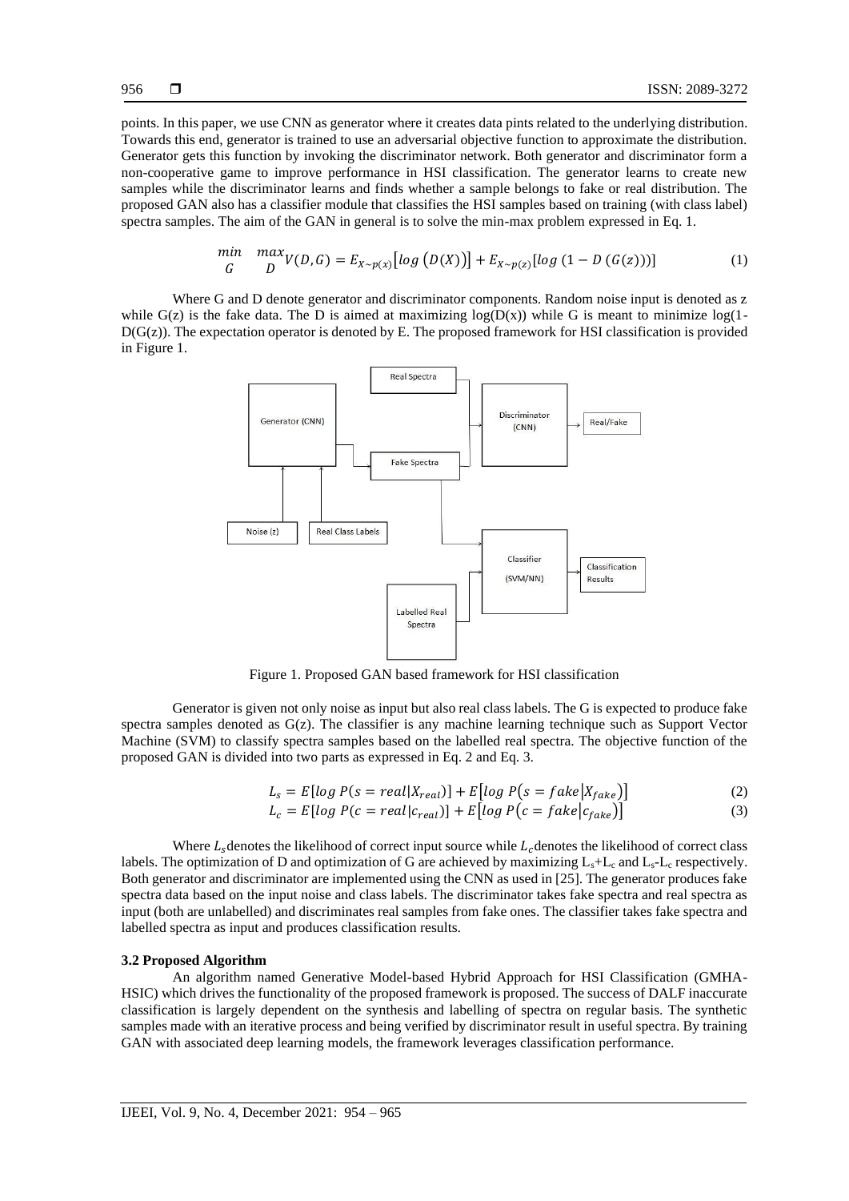points. In this paper, we use CNN as generator where it creates data pints related to the underlying distribution. Towards this end, generator is trained to use an adversarial objective function to approximate the distribution. Generator gets this function by invoking the discriminator network. Both generator and discriminator form a non-cooperative game to improve performance in HSI classification. The generator learns to create new samples while the discriminator learns and finds whether a sample belongs to fake or real distribution. The proposed GAN also has a classifier module that classifies the HSI samples based on training (with class label) spectra samples. The aim of the GAN in general is to solve the min-max problem expressed in Eq. 1.

$$\min_{G} \max_{D} V(D,G) = E_{X\sim p(x)}\left[\log\left(D(X)\right)\right] + E_{X\sim p(z)}\left[\log\left(1 - D\left(G(z)\right)\right)\right] \tag{1}$$

Where G and D denote generator and discriminator components. Random noise input is denoted as z while G(z) is the fake data. The D is aimed at maximizing log(D(x)) while G is meant to minimize log(1-D(G(z)). The expectation operator is denoted by E. The proposed framework for HSI classification is provided in Figure 1.

Figure 1. Proposed GAN based framework for HSI classification

Generator is given not only noise as input but also real class labels. The G is expected to produce fake spectra samples denoted as G(z). The classifier is any machine learning technique such as Support Vector Machine (SVM) to classify spectra samples based on the labelled real spectra. The objective function of the proposed GAN is divided into two parts as expressed in Eq. 2 and Eq. 3.

$$L_s = E[\log P(s = real|X_{real})] + E\left[\log P\left(s = fake\middle|X_{fake}\right)\right] \tag{2}$$

$$L_c = E[\log P(c = real|c_{real})] + E\left[\log P\left(c = fake\middle|c_{fake}\right)\right] \tag{3}$$

Where $L_s$ denotes the likelihood of correct input source while $L_c$ denotes the likelihood of correct class labels. The optimization of D and optimization of G are achieved by maximizing $L_s+L_c$ and $L_s-L_c$ respectively. Both generator and discriminator are implemented using the CNN as used in [25]. The generator produces fake spectra data based on the input noise and class labels. The discriminator takes fake spectra and real spectra as input (both are unlabelled) and discriminates real samples from fake ones. The classifier takes fake spectra and labelled spectra as input and produces classification results.

### 3.2 Proposed Algorithm

An algorithm named Generative Model-based Hybrid Approach for HSI Classification (GMHA-HSIC) which drives the functionality of the proposed framework is proposed. The success of DALF inaccurate classification is largely dependent on the synthesis and labelling of spectra on regular basis. The synthetic samples made with an iterative process and being verified by discriminator result in useful spectra. By training GAN with associated deep learning models, the framework leverages classification performance.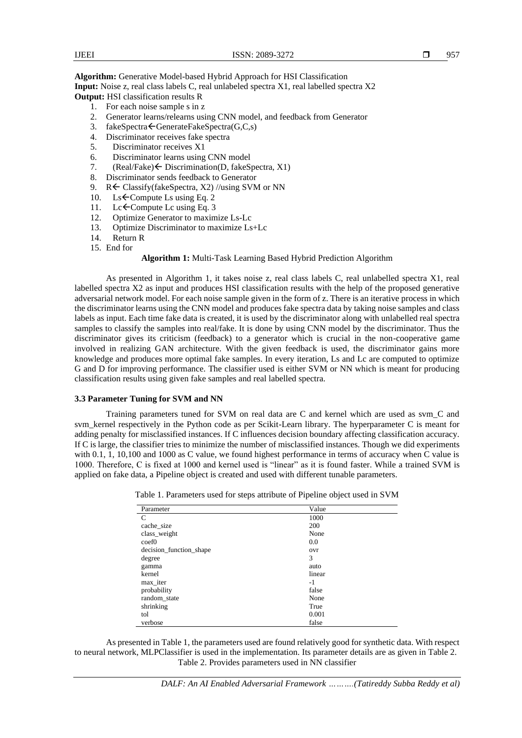**Algorithm:** Generative Model-based Hybrid Approach for HSI Classification
**Input:** Noise z, real class labels C, real unlabeled spectra X1, real labelled spectra X2
**Output:** HSI classification results R

1. For each noise sample s in z
2. Generator learns/relearns using CNN model, and feedback from Generator
3. fakeSpectra←GenerateFakeSpectra(G,C,s)
4. Discriminator receives fake spectra
5. Discriminator receives X1
6. Discriminator learns using CNN model
7. (Real/Fake)← Discrimination(D, fakeSpectra, X1)
8. Discriminator sends feedback to Generator
9. R← Classify(fakeSpectra, X2) //using SVM or NN
10. Ls←Compute Ls using Eq. 2
11. Lc←Compute Lc using Eq. 3
12. Optimize Generator to maximize Ls-Lc
13. Optimize Discriminator to maximize Ls+Lc
14. Return R
15. End for

**Algorithm 1:** Multi-Task Learning Based Hybrid Prediction Algorithm

As presented in Algorithm 1, it takes noise z, real class labels C, real unlabelled spectra X1, real labelled spectra X2 as input and produces HSI classification results with the help of the proposed generative adversarial network model. For each noise sample given in the form of z. There is an iterative process in which the discriminator learns using the CNN model and produces fake spectra data by taking noise samples and class labels as input. Each time fake data is created, it is used by the discriminator along with unlabelled real spectra samples to classify the samples into real/fake. It is done by using CNN model by the discriminator. Thus the discriminator gives its criticism (feedback) to a generator which is crucial in the non-cooperative game involved in realizing GAN architecture. With the given feedback is used, the discriminator gains more knowledge and produces more optimal fake samples. In every iteration, Ls and Lc are computed to optimize G and D for improving performance. The classifier used is either SVM or NN which is meant for producing classification results using given fake samples and real labelled spectra.

### 3.3 Parameter Tuning for SVM and NN

Training parameters tuned for SVM on real data are C and kernel which are used as svm_C and svm_kernel respectively in the Python code as per Scikit-Learn library. The hyperparameter C is meant for adding penalty for misclassified instances. If C influences decision boundary affecting classification accuracy. If C is large, the classifier tries to minimize the number of misclassified instances. Though we did experiments with 0.1, 1, 10,100 and 1000 as C value, we found highest performance in terms of accuracy when C value is 1000. Therefore, C is fixed at 1000 and kernel used is "linear" as it is found faster. While a trained SVM is applied on fake data, a Pipeline object is created and used with different tunable parameters.

Table 1. Parameters used for steps attribute of Pipeline object used in SVM

| Parameter | Value |
|---|---|
| C | 1000 |
| cache_size | 200 |
| class_weight | None |
| coef0 | 0.0 |
| decision_function_shape | ovr |
| degree | 3 |
| gamma | auto |
| kernel | linear |
| max_iter | -1 |
| probability | false |
| random_state | None |
| shrinking | True |
| tol | 0.001 |
| verbose | false |

As presented in Table 1, the parameters used are found relatively good for synthetic data. With respect to neural network, MLPClassifier is used in the implementation. Its parameter details are as given in Table 2.

Table 2. Provides parameters used in NN classifier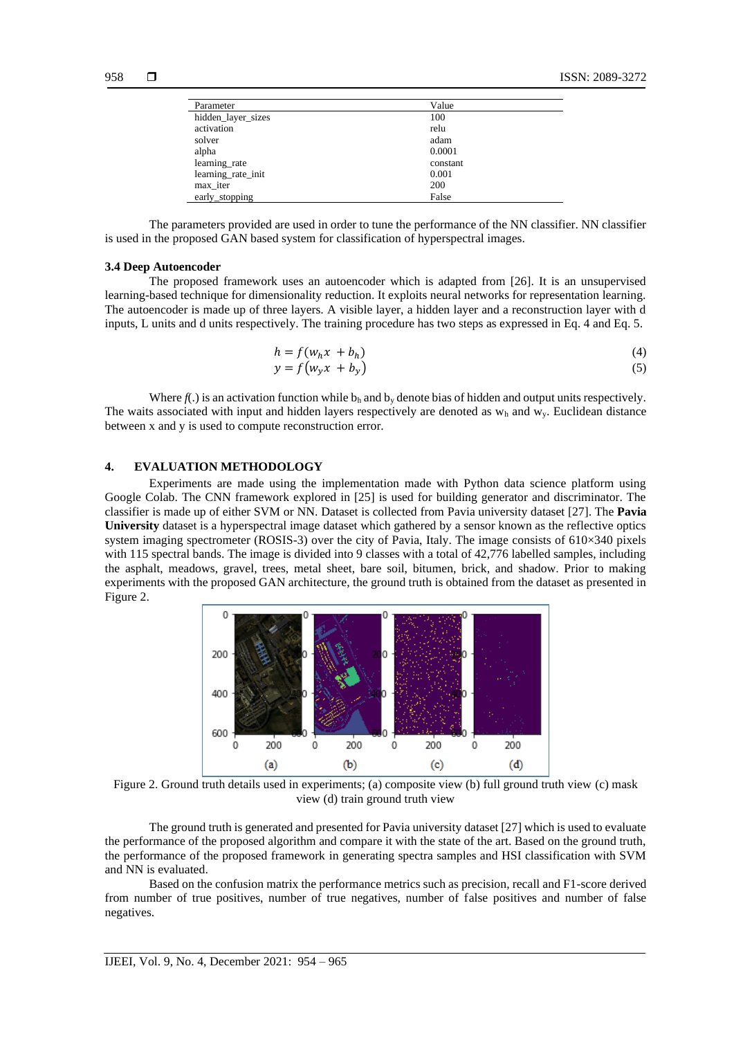| Parameter | Value |
|---|---|
| hidden_layer_sizes | 100 |
| activation | relu |
| solver | adam |
| alpha | 0.0001 |
| learning_rate | constant |
| learning_rate_init | 0.001 |
| max_iter | 200 |
| early_stopping | False |

The parameters provided are used in order to tune the performance of the NN classifier. NN classifier is used in the proposed GAN based system for classification of hyperspectral images.

### 3.4 Deep Autoencoder

The proposed framework uses an autoencoder which is adapted from [26]. It is an unsupervised learning-based technique for dimensionality reduction. It exploits neural networks for representation learning. The autoencoder is made up of three layers. A visible layer, a hidden layer and a reconstruction layer with d inputs, L units and d units respectively. The training procedure has two steps as expressed in Eq. 4 and Eq. 5.

$$h = f(w_h x + b_h) \tag{4}$$

$$y = f(w_y x + b_y) \tag{5}$$

Where $f(.)$ is an activation function while $b_h$ and $b_y$ denote bias of hidden and output units respectively. The waits associated with input and hidden layers respectively are denoted as $w_h$ and $w_y$. Euclidean distance between x and y is used to compute reconstruction error.

## 4. EVALUATION METHODOLOGY

Experiments are made using the implementation made with Python data science platform using Google Colab. The CNN framework explored in [25] is used for building generator and discriminator. The classifier is made up of either SVM or NN. Dataset is collected from Pavia university dataset [27]. The **Pavia University** dataset is a hyperspectral image dataset which gathered by a sensor known as the reflective optics system imaging spectrometer (ROSIS-3) over the city of Pavia, Italy. The image consists of 610×340 pixels with 115 spectral bands. The image is divided into 9 classes with a total of 42,776 labelled samples, including the asphalt, meadows, gravel, trees, metal sheet, bare soil, bitumen, brick, and shadow. Prior to making experiments with the proposed GAN architecture, the ground truth is obtained from the dataset as presented in Figure 2.

Figure 2. Ground truth details used in experiments; (a) composite view (b) full ground truth view (c) mask view (d) train ground truth view

The ground truth is generated and presented for Pavia university dataset [27] which is used to evaluate the performance of the proposed algorithm and compare it with the state of the art. Based on the ground truth, the performance of the proposed framework in generating spectra samples and HSI classification with SVM and NN is evaluated.

Based on the confusion matrix the performance metrics such as precision, recall and F1-score derived from number of true positives, number of true negatives, number of false positives and number of false negatives.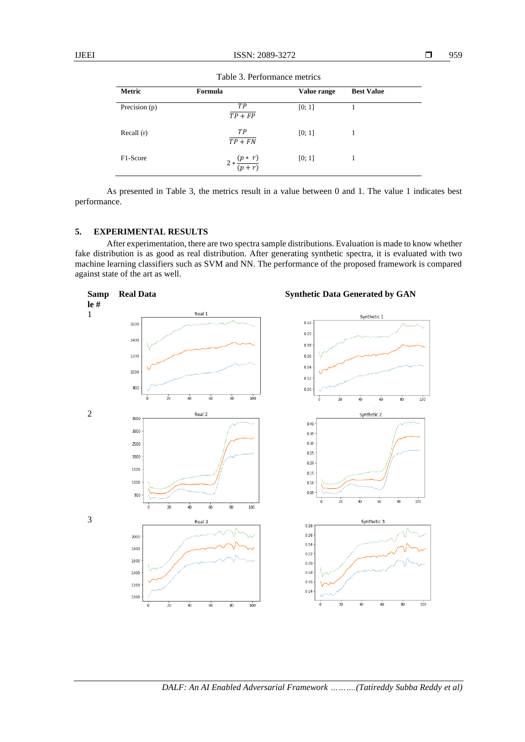Table 3. Performance metrics

| Metric | Formula | Value range | Best Value |
|---|---|---|---|
| Precision (p) | $\frac{TP}{TP+FP}$ | [0; 1] | 1 |
| Recall (r) | $\frac{TP}{TP+FN}$ | [0; 1] | 1 |
| F1-Score | $2 * \frac{(p * r)}{(p+r)}$ | [0; 1] | 1 |

As presented in Table 3, the metrics result in a value between 0 and 1. The value 1 indicates best performance.

## 5. EXPERIMENTAL RESULTS

After experimentation, there are two spectra sample distributions. Evaluation is made to know whether fake distribution is as good as real distribution. After generating synthetic spectra, it is evaluated with two machine learning classifiers such as SVM and NN. The performance of the proposed framework is compared against state of the art as well.

| Sample # | Real Data | Synthetic Data Generated by GAN |
|---|---|---|
| 1 | Real 1 | Synthetic 1 |
| 2 | Real 2 | Synthetic 2 |
| 3 | Real 3 | Synthetic 3 |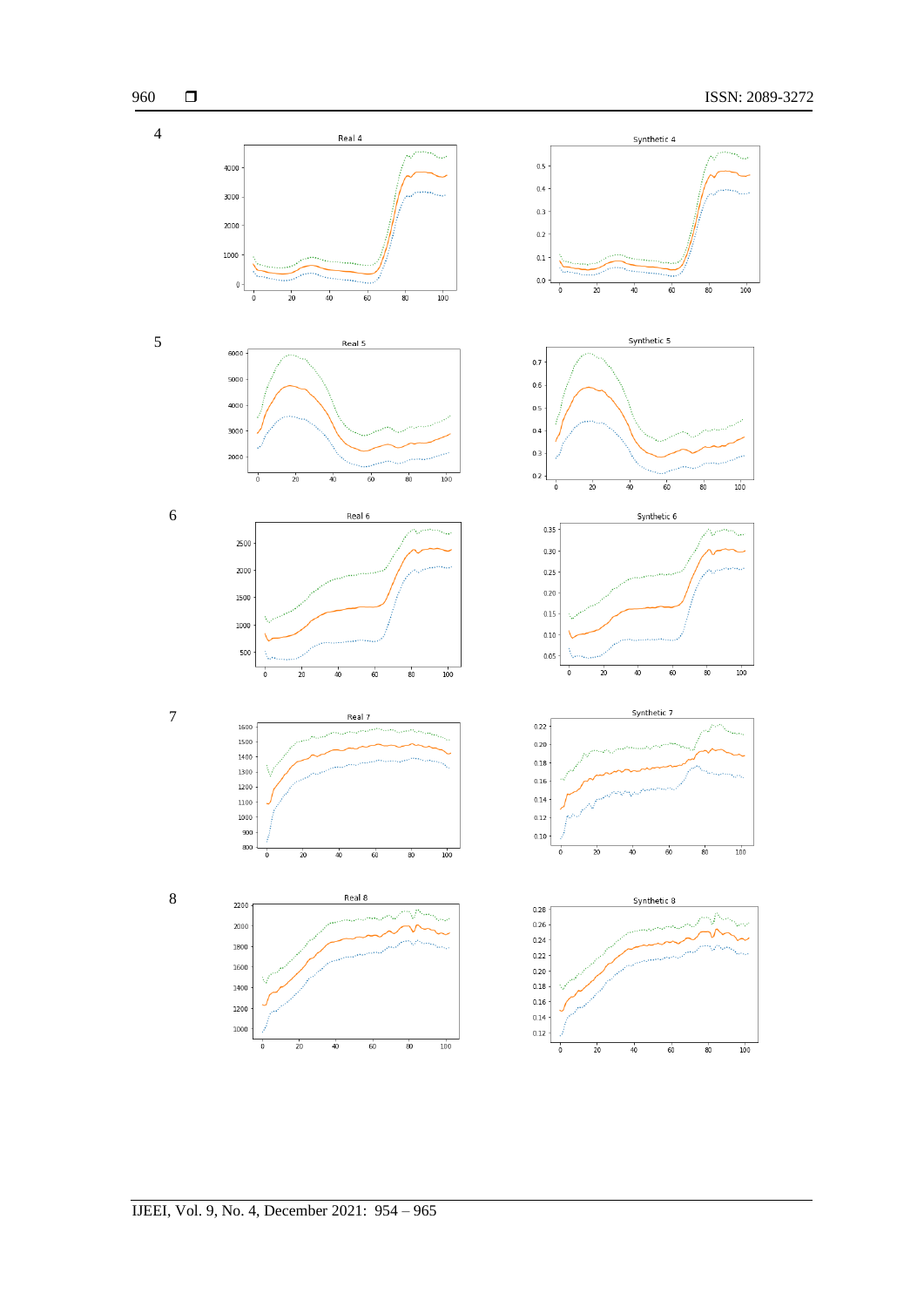4

5

6

7

8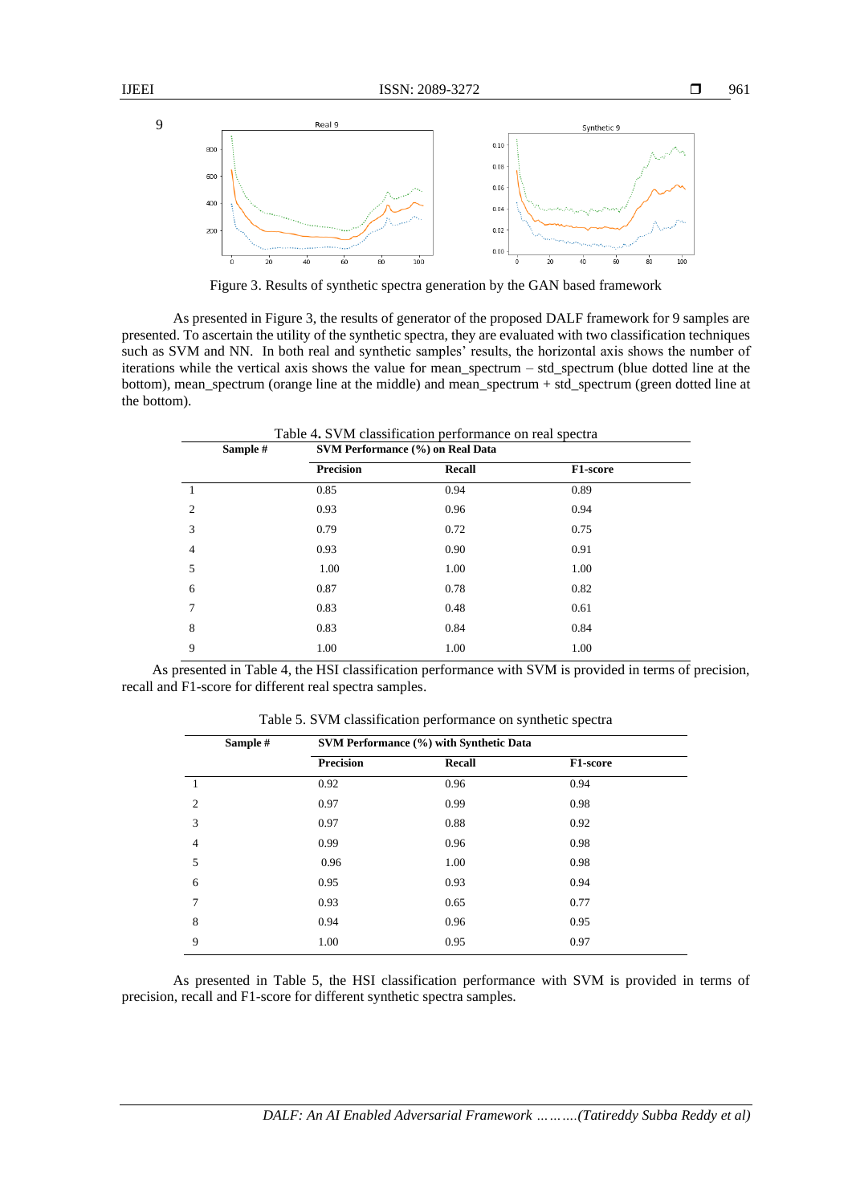9

Figure 3. Results of synthetic spectra generation by the GAN based framework

As presented in Figure 3, the results of generator of the proposed DALF framework for 9 samples are presented. To ascertain the utility of the synthetic spectra, they are evaluated with two classification techniques such as SVM and NN. In both real and synthetic samples' results, the horizontal axis shows the number of iterations while the vertical axis shows the value for mean_spectrum – std_spectrum (blue dotted line at the bottom), mean_spectrum (orange line at the middle) and mean_spectrum + std_spectrum (green dotted line at the bottom).

Table 4. SVM classification performance on real spectra

| Sample # | SVM Performance (%) on Real Data | | |
|---|---|---|---|
| | **Precision** | **Recall** | **F1-score** |
| 1 | 0.85 | 0.94 | 0.89 |
| 2 | 0.93 | 0.96 | 0.94 |
| 3 | 0.79 | 0.72 | 0.75 |
| 4 | 0.93 | 0.90 | 0.91 |
| 5 | 1.00 | 1.00 | 1.00 |
| 6 | 0.87 | 0.78 | 0.82 |
| 7 | 0.83 | 0.48 | 0.61 |
| 8 | 0.83 | 0.84 | 0.84 |
| 9 | 1.00 | 1.00 | 1.00 |

As presented in Table 4, the HSI classification performance with SVM is provided in terms of precision, recall and F1-score for different real spectra samples.

Table 5. SVM classification performance on synthetic spectra

| Sample # | SVM Performance (%) with Synthetic Data | | |
|---|---|---|---|
| | **Precision** | **Recall** | **F1-score** |
| 1 | 0.92 | 0.96 | 0.94 |
| 2 | 0.97 | 0.99 | 0.98 |
| 3 | 0.97 | 0.88 | 0.92 |
| 4 | 0.99 | 0.96 | 0.98 |
| 5 | 0.96 | 1.00 | 0.98 |
| 6 | 0.95 | 0.93 | 0.94 |
| 7 | 0.93 | 0.65 | 0.77 |
| 8 | 0.94 | 0.96 | 0.95 |
| 9 | 1.00 | 0.95 | 0.97 |

As presented in Table 5, the HSI classification performance with SVM is provided in terms of precision, recall and F1-score for different synthetic spectra samples.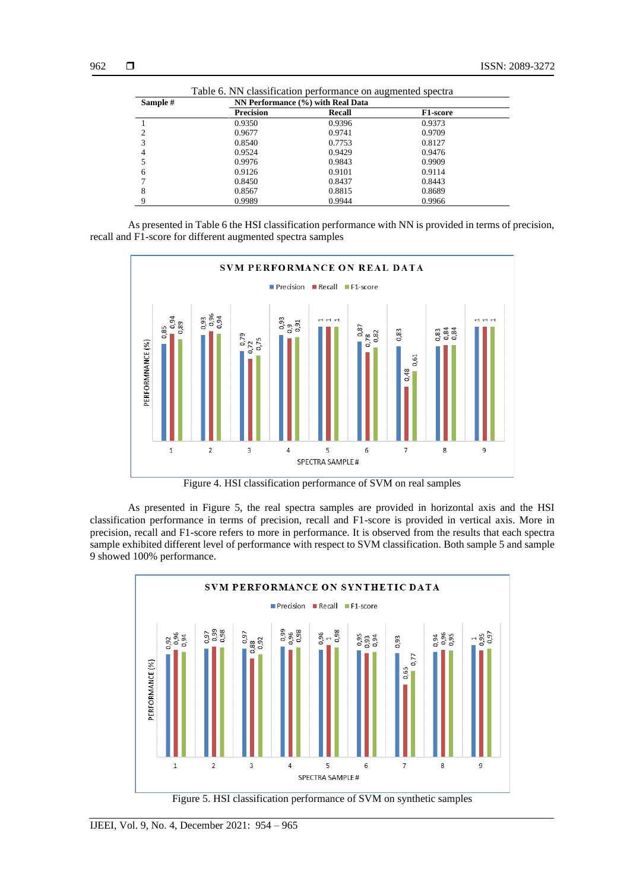Table 6. NN classification performance on augmented spectra

| Sample # | NN Performance (%) with Real Data | | |
|---|---|---|---|
| | Precision | Recall | F1-score |
| 1 | 0.9350 | 0.9396 | 0.9373 |
| 2 | 0.9677 | 0.9741 | 0.9709 |
| 3 | 0.8540 | 0.7753 | 0.8127 |
| 4 | 0.9524 | 0.9429 | 0.9476 |
| 5 | 0.9976 | 0.9843 | 0.9909 |
| 6 | 0.9126 | 0.9101 | 0.9114 |
| 7 | 0.8450 | 0.8437 | 0.8443 |
| 8 | 0.8567 | 0.8815 | 0.8689 |
| 9 | 0.9989 | 0.9944 | 0.9966 |

As presented in Table 6 the HSI classification performance with NN is provided in terms of precision, recall and F1-score for different augmented spectra samples

Figure 4. HSI classification performance of SVM on real samples

As presented in Figure 5, the real spectra samples are provided in horizontal axis and the HSI classification performance in terms of precision, recall and F1-score is provided in vertical axis. More in precision, recall and F1-score refers to more in performance. It is observed from the results that each spectra sample exhibited different level of performance with respect to SVM classification. Both sample 5 and sample 9 showed 100% performance.

Figure 5. HSI classification performance of SVM on synthetic samples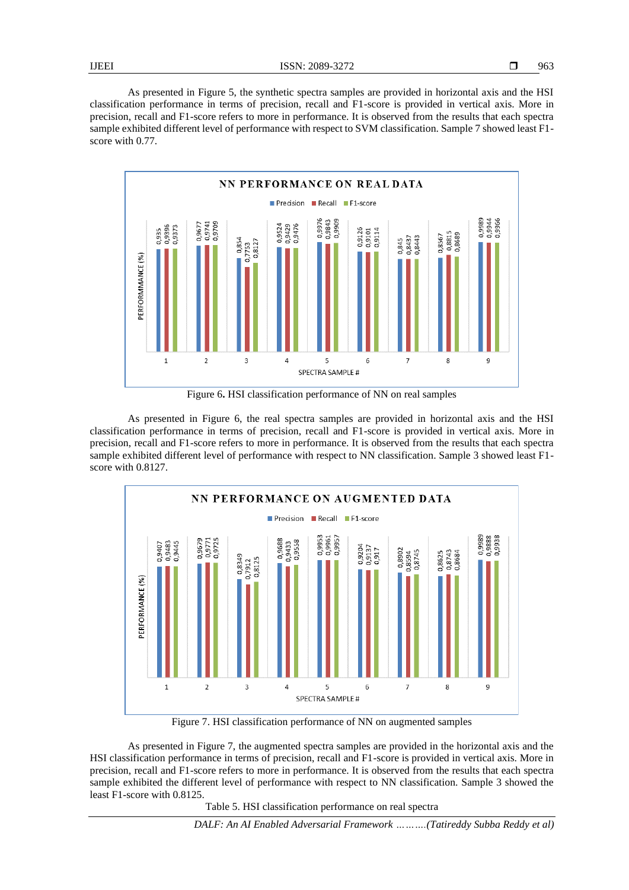As presented in Figure 5, the synthetic spectra samples are provided in horizontal axis and the HSI classification performance in terms of precision, recall and F1-score is provided in vertical axis. More in precision, recall and F1-score refers to more in performance. It is observed from the results that each spectra sample exhibited different level of performance with respect to SVM classification. Sample 7 showed least F1-score with 0.77.

Figure 6**.** HSI classification performance of NN on real samples

As presented in Figure 6, the real spectra samples are provided in horizontal axis and the HSI classification performance in terms of precision, recall and F1-score is provided in vertical axis. More in precision, recall and F1-score refers to more in performance. It is observed from the results that each spectra sample exhibited different level of performance with respect to NN classification. Sample 3 showed least F1-score with 0.8127.

Figure 7. HSI classification performance of NN on augmented samples

As presented in Figure 7, the augmented spectra samples are provided in the horizontal axis and the HSI classification performance in terms of precision, recall and F1-score is provided in vertical axis. More in precision, recall and F1-score refers to more in performance. It is observed from the results that each spectra sample exhibited the different level of performance with respect to NN classification. Sample 3 showed the least F1-score with 0.8125.

Table 5. HSI classification performance on real spectra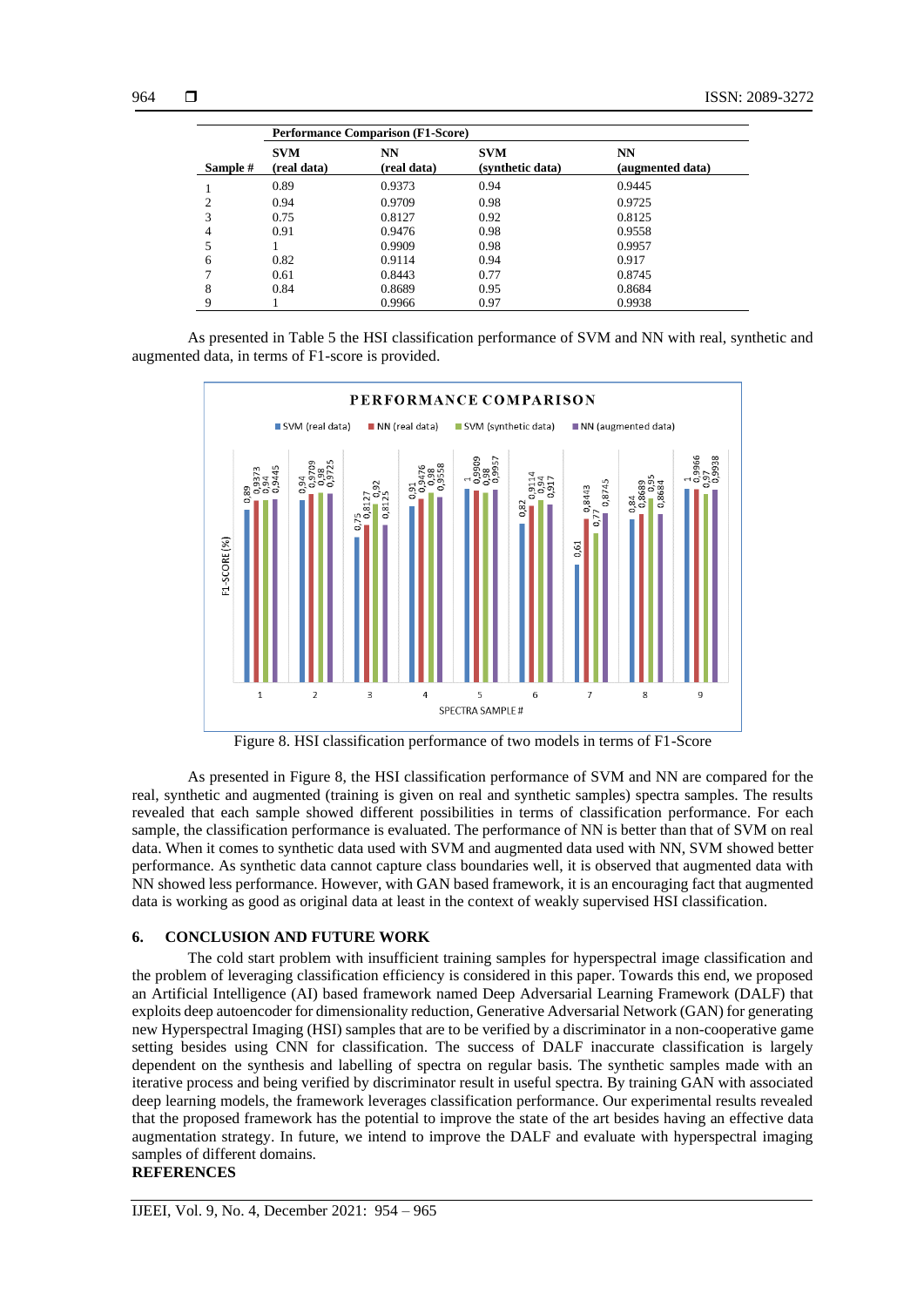| | Performance Comparison (F1-Score) | | | |
|---|---|---|---|---|
| Sample # | SVM (real data) | NN (real data) | SVM (synthetic data) | NN (augmented data) |
| 1 | 0.89 | 0.9373 | 0.94 | 0.9445 |
| 2 | 0.94 | 0.9709 | 0.98 | 0.9725 |
| 3 | 0.75 | 0.8127 | 0.92 | 0.8125 |
| 4 | 0.91 | 0.9476 | 0.98 | 0.9558 |
| 5 | 1 | 0.9909 | 0.98 | 0.9957 |
| 6 | 0.82 | 0.9114 | 0.94 | 0.917 |
| 7 | 0.61 | 0.8443 | 0.77 | 0.8745 |
| 8 | 0.84 | 0.8689 | 0.95 | 0.8684 |
| 9 | 1 | 0.9966 | 0.97 | 0.9938 |

As presented in Table 5 the HSI classification performance of SVM and NN with real, synthetic and augmented data, in terms of F1-score is provided.

Figure 8. HSI classification performance of two models in terms of F1-Score

As presented in Figure 8, the HSI classification performance of SVM and NN are compared for the real, synthetic and augmented (training is given on real and synthetic samples) spectra samples. The results revealed that each sample showed different possibilities in terms of classification performance. For each sample, the classification performance is evaluated. The performance of NN is better than that of SVM on real data. When it comes to synthetic data used with SVM and augmented data used with NN, SVM showed better performance. As synthetic data cannot capture class boundaries well, it is observed that augmented data with NN showed less performance. However, with GAN based framework, it is an encouraging fact that augmented data is working as good as original data at least in the context of weakly supervised HSI classification.

## 6. CONCLUSION AND FUTURE WORK

The cold start problem with insufficient training samples for hyperspectral image classification and the problem of leveraging classification efficiency is considered in this paper. Towards this end, we proposed an Artificial Intelligence (AI) based framework named Deep Adversarial Learning Framework (DALF) that exploits deep autoencoder for dimensionality reduction, Generative Adversarial Network (GAN) for generating new Hyperspectral Imaging (HSI) samples that are to be verified by a discriminator in a non-cooperative game setting besides using CNN for classification. The success of DALF inaccurate classification is largely dependent on the synthesis and labelling of spectra on regular basis. The synthetic samples made with an iterative process and being verified by discriminator result in useful spectra. By training GAN with associated deep learning models, the framework leverages classification performance. Our experimental results revealed that the proposed framework has the potential to improve the state of the art besides having an effective data augmentation strategy. In future, we intend to improve the DALF and evaluate with hyperspectral imaging samples of different domains.

**REFERENCES**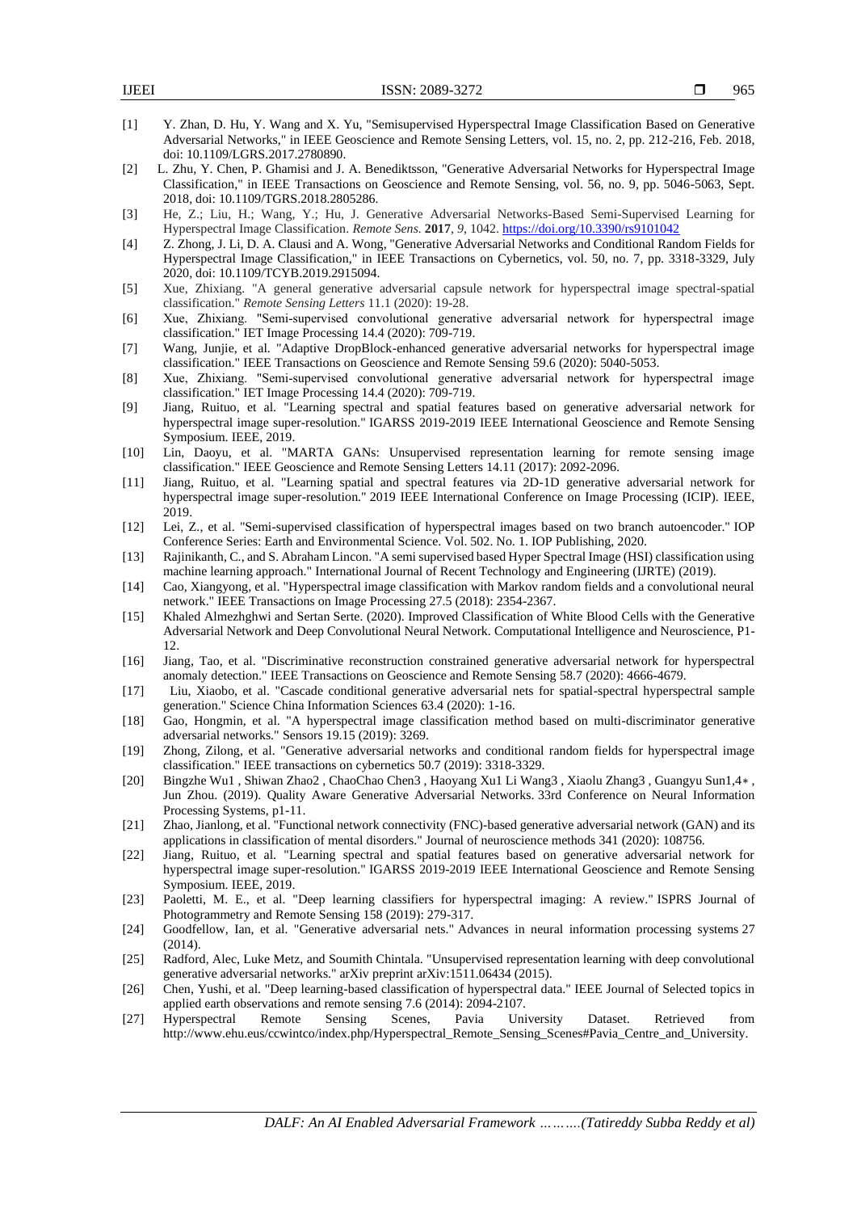[1] Y. Zhan, D. Hu, Y. Wang and X. Yu, "Semisupervised Hyperspectral Image Classification Based on Generative Adversarial Networks," in IEEE Geoscience and Remote Sensing Letters, vol. 15, no. 2, pp. 212-216, Feb. 2018, doi: 10.1109/LGRS.2017.2780890.

[2] L. Zhu, Y. Chen, P. Ghamisi and J. A. Benediktsson, "Generative Adversarial Networks for Hyperspectral Image Classification," in IEEE Transactions on Geoscience and Remote Sensing, vol. 56, no. 9, pp. 5046-5063, Sept. 2018, doi: 10.1109/TGRS.2018.2805286.

[3] He, Z.; Liu, H.; Wang, Y.; Hu, J. Generative Adversarial Networks-Based Semi-Supervised Learning for Hyperspectral Image Classification. *Remote Sens.* **2017**, *9*, 1042. https://doi.org/10.3390/rs9101042

[4] Z. Zhong, J. Li, D. A. Clausi and A. Wong, "Generative Adversarial Networks and Conditional Random Fields for Hyperspectral Image Classification," in IEEE Transactions on Cybernetics, vol. 50, no. 7, pp. 3318-3329, July 2020, doi: 10.1109/TCYB.2019.2915094.

[5] Xue, Zhixiang. "A general generative adversarial capsule network for hyperspectral image spectral-spatial classification." *Remote Sensing Letters* 11.1 (2020): 19-28.

[6] Xue, Zhixiang. "Semi-supervised convolutional generative adversarial network for hyperspectral image classification." IET Image Processing 14.4 (2020): 709-719.

[7] Wang, Junjie, et al. "Adaptive DropBlock-enhanced generative adversarial networks for hyperspectral image classification." IEEE Transactions on Geoscience and Remote Sensing 59.6 (2020): 5040-5053.

[8] Xue, Zhixiang. "Semi-supervised convolutional generative adversarial network for hyperspectral image classification." IET Image Processing 14.4 (2020): 709-719.

[9] Jiang, Ruituo, et al. "Learning spectral and spatial features based on generative adversarial network for hyperspectral image super-resolution." IGARSS 2019-2019 IEEE International Geoscience and Remote Sensing Symposium. IEEE, 2019.

[10] Lin, Daoyu, et al. "MARTA GANs: Unsupervised representation learning for remote sensing image classification." IEEE Geoscience and Remote Sensing Letters 14.11 (2017): 2092-2096.

[11] Jiang, Ruituo, et al. "Learning spatial and spectral features via 2D-1D generative adversarial network for hyperspectral image super-resolution." 2019 IEEE International Conference on Image Processing (ICIP). IEEE, 2019.

[12] Lei, Z., et al. "Semi-supervised classification of hyperspectral images based on two branch autoencoder." IOP Conference Series: Earth and Environmental Science. Vol. 502. No. 1. IOP Publishing, 2020.

[13] Rajinikanth, C., and S. Abraham Lincon. "A semi supervised based Hyper Spectral Image (HSI) classification using machine learning approach." International Journal of Recent Technology and Engineering (IJRTE) (2019).

[14] Cao, Xiangyong, et al. "Hyperspectral image classification with Markov random fields and a convolutional neural network." IEEE Transactions on Image Processing 27.5 (2018): 2354-2367.

[15] Khaled Almezhghwi and Sertan Serte. (2020). Improved Classification of White Blood Cells with the Generative Adversarial Network and Deep Convolutional Neural Network. Computational Intelligence and Neuroscience, P1-12.

[16] Jiang, Tao, et al. "Discriminative reconstruction constrained generative adversarial network for hyperspectral anomaly detection." IEEE Transactions on Geoscience and Remote Sensing 58.7 (2020): 4666-4679.

[17] Liu, Xiaobo, et al. "Cascade conditional generative adversarial nets for spatial-spectral hyperspectral sample generation." Science China Information Sciences 63.4 (2020): 1-16.

[18] Gao, Hongmin, et al. "A hyperspectral image classification method based on multi-discriminator generative adversarial networks." Sensors 19.15 (2019): 3269.

[19] Zhong, Zilong, et al. "Generative adversarial networks and conditional random fields for hyperspectral image classification." IEEE transactions on cybernetics 50.7 (2019): 3318-3329.

[20] Bingzhe Wu1 , Shiwan Zhao2 , ChaoChao Chen3 , Haoyang Xu1 Li Wang3 , Xiaolu Zhang3 , Guangyu Sun1,4∗ , Jun Zhou. (2019). Quality Aware Generative Adversarial Networks. 33rd Conference on Neural Information Processing Systems, p1-11.

[21] Zhao, Jianlong, et al. "Functional network connectivity (FNC)-based generative adversarial network (GAN) and its applications in classification of mental disorders." Journal of neuroscience methods 341 (2020): 108756.

[22] Jiang, Ruituo, et al. "Learning spectral and spatial features based on generative adversarial network for hyperspectral image super-resolution." IGARSS 2019-2019 IEEE International Geoscience and Remote Sensing Symposium. IEEE, 2019.

[23] Paoletti, M. E., et al. "Deep learning classifiers for hyperspectral imaging: A review." ISPRS Journal of Photogrammetry and Remote Sensing 158 (2019): 279-317.

[24] Goodfellow, Ian, et al. "Generative adversarial nets." Advances in neural information processing systems 27 (2014).

[25] Radford, Alec, Luke Metz, and Soumith Chintala. "Unsupervised representation learning with deep convolutional generative adversarial networks." arXiv preprint arXiv:1511.06434 (2015).

[26] Chen, Yushi, et al. "Deep learning-based classification of hyperspectral data." IEEE Journal of Selected topics in applied earth observations and remote sensing 7.6 (2014): 2094-2107.

[27] Hyperspectral Remote Sensing Scenes, Pavia University Dataset. Retrieved from http://www.ehu.eus/ccwintco/index.php/Hyperspectral_Remote_Sensing_Scenes#Pavia_Centre_and_University.